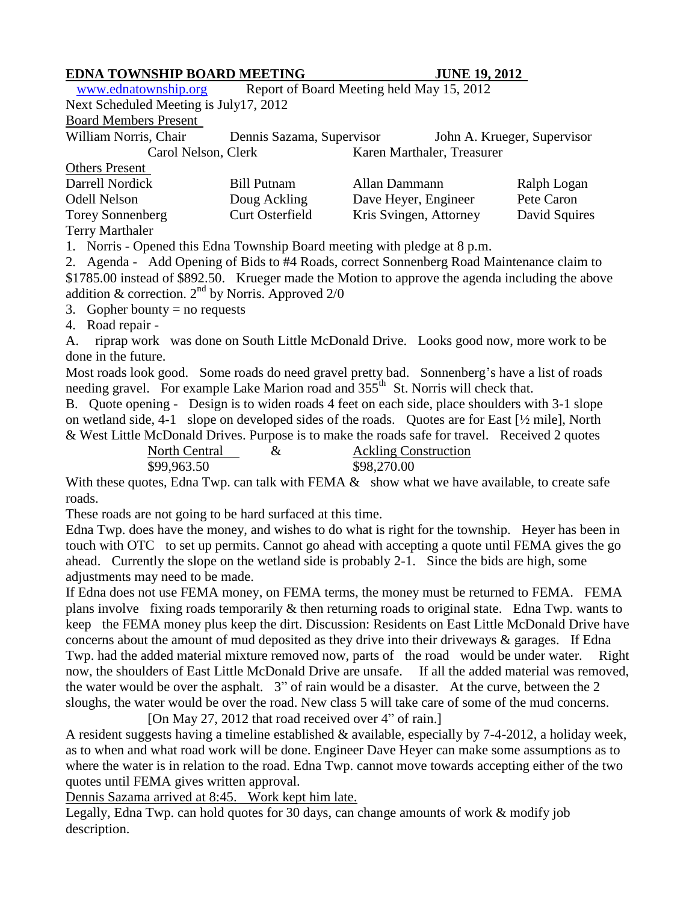**EDNA TOWNSHIP BOARD MEETING JUNE 19, 2012**

www.ednatownship.org Report of Board Meeting held May 15, 2012

Next Scheduled Meeting is July17, 2012

Board Members Present

| | | |
|---|---|---|
| William Norris, Chair | Dennis Sazama, Supervisor | John A. Krueger, Supervisor |
| Carol Nelson, Clerk | Karen Marthaler, Treasurer | |

Others Present

| | | | |
|---|---|---|---|
| Darrell Nordick | Bill Putnam | Allan Dammann | Ralph Logan |
| Odell Nelson | Doug Ackling | Dave Heyer, Engineer | Pete Caron |
| Torey Sonnenberg | Curt Osterfield | Kris Svingen, Attorney | David Squires |
| Terry Marthaler | | | |

1. Norris - Opened this Edna Township Board meeting with pledge at 8 p.m.
2. Agenda - Add Opening of Bids to #4 Roads, correct Sonnenberg Road Maintenance claim to $1785.00 instead of $892.50. Krueger made the Motion to approve the agenda including the above addition & correction. 2nd by Norris. Approved 2/0
3. Gopher bounty = no requests
4. Road repair -

A. riprap work was done on South Little McDonald Drive. Looks good now, more work to be done in the future.

Most roads look good. Some roads do need gravel pretty bad. Sonnenberg's have a list of roads needing gravel. For example Lake Marion road and 355th St. Norris will check that.

B. Quote opening - Design is to widen roads 4 feet on each side, place shoulders with 3-1 slope on wetland side, 4-1 slope on developed sides of the roads. Quotes are for East [½ mile], North & West Little McDonald Drives. Purpose is to make the roads safe for travel. Received 2 quotes

| North Central | & | Ackling Construction |
|---|---|---|
| $99,963.50 | | $98,270.00 |

With these quotes, Edna Twp. can talk with FEMA & show what we have available, to create safe roads.

These roads are not going to be hard surfaced at this time.

Edna Twp. does have the money, and wishes to do what is right for the township. Heyer has been in touch with OTC to set up permits. Cannot go ahead with accepting a quote until FEMA gives the go ahead. Currently the slope on the wetland side is probably 2-1. Since the bids are high, some adjustments may need to be made.

If Edna does not use FEMA money, on FEMA terms, the money must be returned to FEMA. FEMA plans involve fixing roads temporarily & then returning roads to original state. Edna Twp. wants to keep the FEMA money plus keep the dirt. Discussion: Residents on East Little McDonald Drive have concerns about the amount of mud deposited as they drive into their driveways & garages. If Edna Twp. had the added material mixture removed now, parts of the road would be under water. Right now, the shoulders of East Little McDonald Drive are unsafe. If all the added material was removed, the water would be over the asphalt. 3" of rain would be a disaster. At the curve, between the 2 sloughs, the water would be over the road. New class 5 will take care of some of the mud concerns.

[On May 27, 2012 that road received over 4" of rain.]

A resident suggests having a timeline established & available, especially by 7-4-2012, a holiday week, as to when and what road work will be done. Engineer Dave Heyer can make some assumptions as to where the water is in relation to the road. Edna Twp. cannot move towards accepting either of the two quotes until FEMA gives written approval.

Dennis Sazama arrived at 8:45. Work kept him late.

Legally, Edna Twp. can hold quotes for 30 days, can change amounts of work & modify job description.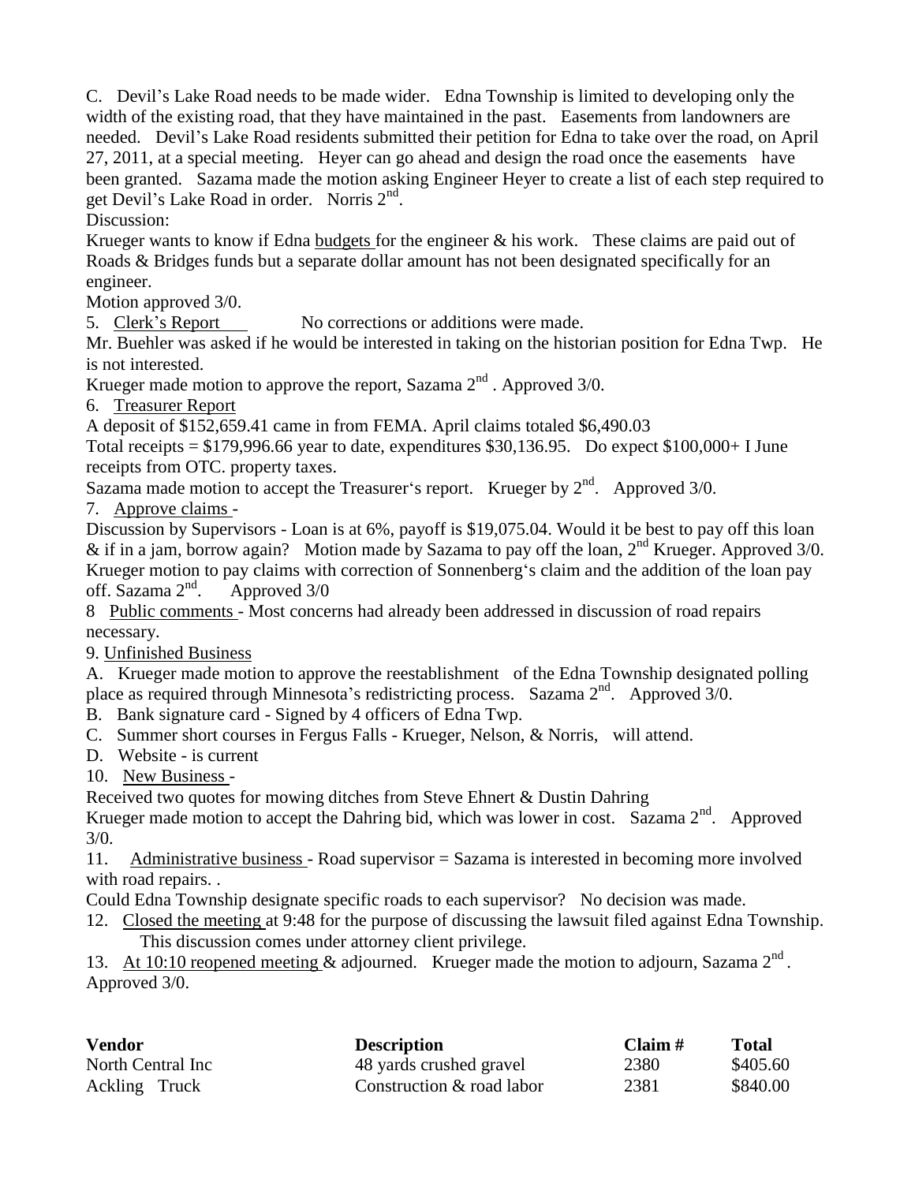C. Devil's Lake Road needs to be made wider. Edna Township is limited to developing only the width of the existing road, that they have maintained in the past. Easements from landowners are needed. Devil's Lake Road residents submitted their petition for Edna to take over the road, on April 27, 2011, at a special meeting. Heyer can go ahead and design the road once the easements have been granted. Sazama made the motion asking Engineer Heyer to create a list of each step required to get Devil's Lake Road in order. Norris 2nd.

Discussion:

Krueger wants to know if Edna <u>budgets</u> for the engineer & his work. These claims are paid out of Roads & Bridges funds but a separate dollar amount has not been designated specifically for an engineer.

Motion approved 3/0.

5. <u>Clerk's Report</u> No corrections or additions were made.

Mr. Buehler was asked if he would be interested in taking on the historian position for Edna Twp. He is not interested.

Krueger made motion to approve the report, Sazama 2nd . Approved 3/0.

6. <u>Treasurer Report</u>

A deposit of $152,659.41 came in from FEMA. April claims totaled $6,490.03

Total receipts = $179,996.66 year to date, expenditures $30,136.95. Do expect $100,000+ I June receipts from OTC. property taxes.

Sazama made motion to accept the Treasurer's report. Krueger by 2nd. Approved 3/0.

7. <u>Approve claims</u> -

Discussion by Supervisors - Loan is at 6%, payoff is $19,075.04. Would it be best to pay off this loan & if in a jam, borrow again? Motion made by Sazama to pay off the loan, 2nd Krueger. Approved 3/0.

Krueger motion to pay claims with correction of Sonnenberg's claim and the addition of the loan pay off. Sazama 2nd. Approved 3/0

8 <u>Public comments</u> - Most concerns had already been addressed in discussion of road repairs necessary.

9. <u>Unfinished Business</u>

A. Krueger made motion to approve the reestablishment of the Edna Township designated polling place as required through Minnesota's redistricting process. Sazama 2nd. Approved 3/0.

B. Bank signature card - Signed by 4 officers of Edna Twp.

C. Summer short courses in Fergus Falls - Krueger, Nelson, & Norris, will attend.

D. Website - is current

10. <u>New Business</u> -

Received two quotes for mowing ditches from Steve Ehnert & Dustin Dahring

Krueger made motion to accept the Dahring bid, which was lower in cost. Sazama 2nd. Approved 3/0.

11. <u>Administrative business</u> - Road supervisor = Sazama is interested in becoming more involved with road repairs. .

Could Edna Township designate specific roads to each supervisor? No decision was made.

12. <u>Closed the meeting</u> at 9:48 for the purpose of discussing the lawsuit filed against Edna Township. This discussion comes under attorney client privilege.

13. <u>At 10:10 reopened meeting</u> & adjourned. Krueger made the motion to adjourn, Sazama 2nd . Approved 3/0.

| Vendor | Description | Claim # | Total |
|---|---|---|---|
| North Central Inc | 48 yards crushed gravel | 2380 | $405.60 |
| Ackling Truck | Construction & road labor | 2381 | $840.00 |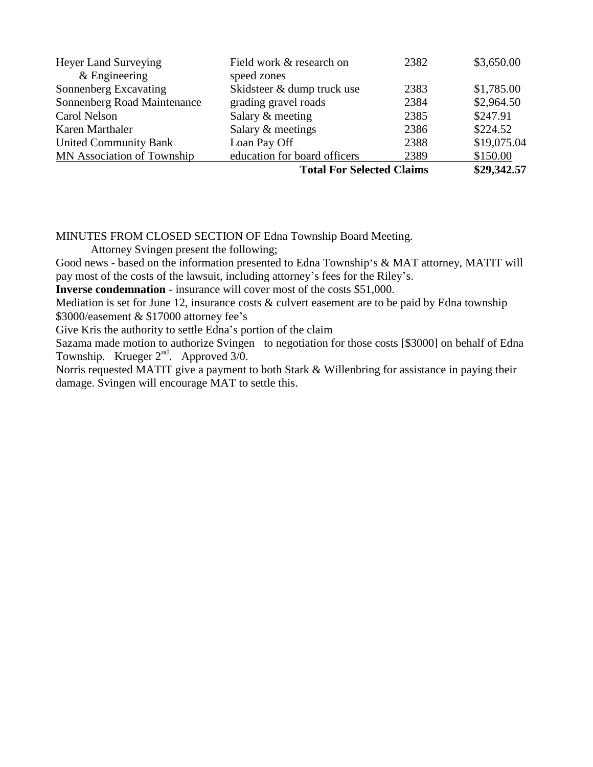| | | | |
|---|---|---|---|
| Heyer Land Surveying & Engineering | Field work & research on speed zones | 2382 | $3,650.00 |
| Sonnenberg Excavating | Skidsteer & dump truck use | 2383 | $1,785.00 |
| Sonnenberg Road Maintenance | grading gravel roads | 2384 | $2,964.50 |
| Carol Nelson | Salary & meeting | 2385 | $247.91 |
| Karen Marthaler | Salary & meetings | 2386 | $224.52 |
| United Community Bank | Loan Pay Off | 2388 | $19,075.04 |
| MN Association of Township | education for board officers | 2389 | $150.00 |
| | **Total For Selected Claims** | | **$29,342.57** |

MINUTES FROM CLOSED SECTION OF Edna Township Board Meeting.

Attorney Svingen present the following;

Good news - based on the information presented to Edna Township's & MAT attorney, MATIT will pay most of the costs of the lawsuit, including attorney's fees for the Riley's.

**Inverse condemnation** - insurance will cover most of the costs $51,000.

Mediation is set for June 12, insurance costs & culvert easement are to be paid by Edna township $3000/easement & $17000 attorney fee's

Give Kris the authority to settle Edna's portion of the claim

Sazama made motion to authorize Svingen to negotiation for those costs [$3000] on behalf of Edna Township. Krueger 2nd. Approved 3/0.

Norris requested MATIT give a payment to both Stark & Willenbring for assistance in paying their damage. Svingen will encourage MAT to settle this.